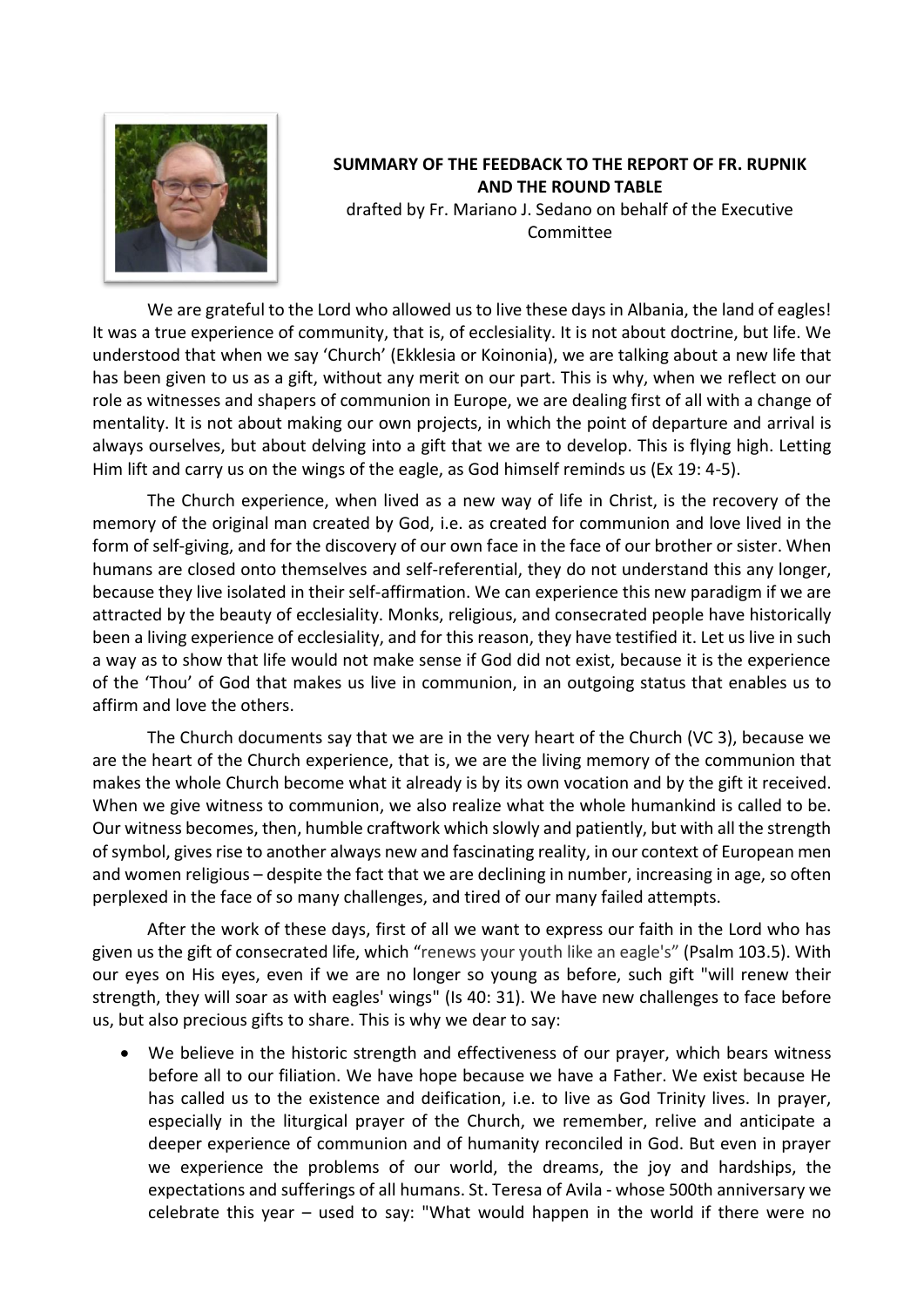**SUMMARY OF THE FEEDBACK TO THE REPORT OF FR. RUPNIK AND THE ROUND TABLE**

drafted by Fr. Mariano J. Sedano on behalf of the Executive Committee

We are grateful to the Lord who allowed us to live these days in Albania, the land of eagles! It was a true experience of community, that is, of ecclesiality. It is not about doctrine, but life. We understood that when we say 'Church' (Ekklesia or Koinonia), we are talking about a new life that has been given to us as a gift, without any merit on our part. This is why, when we reflect on our role as witnesses and shapers of communion in Europe, we are dealing first of all with a change of mentality. It is not about making our own projects, in which the point of departure and arrival is always ourselves, but about delving into a gift that we are to develop. This is flying high. Letting Him lift and carry us on the wings of the eagle, as God himself reminds us (Ex 19: 4-5).

The Church experience, when lived as a new way of life in Christ, is the recovery of the memory of the original man created by God, i.e. as created for communion and love lived in the form of self-giving, and for the discovery of our own face in the face of our brother or sister. When humans are closed onto themselves and self-referential, they do not understand this any longer, because they live isolated in their self-affirmation. We can experience this new paradigm if we are attracted by the beauty of ecclesiality. Monks, religious, and consecrated people have historically been a living experience of ecclesiality, and for this reason, they have testified it. Let us live in such a way as to show that life would not make sense if God did not exist, because it is the experience of the 'Thou' of God that makes us live in communion, in an outgoing status that enables us to affirm and love the others.

The Church documents say that we are in the very heart of the Church (VC 3), because we are the heart of the Church experience, that is, we are the living memory of the communion that makes the whole Church become what it already is by its own vocation and by the gift it received. When we give witness to communion, we also realize what the whole humankind is called to be. Our witness becomes, then, humble craftwork which slowly and patiently, but with all the strength of symbol, gives rise to another always new and fascinating reality, in our context of European men and women religious – despite the fact that we are declining in number, increasing in age, so often perplexed in the face of so many challenges, and tired of our many failed attempts.

After the work of these days, first of all we want to express our faith in the Lord who has given us the gift of consecrated life, which "renews your youth like an eagle's" (Psalm 103.5). With our eyes on His eyes, even if we are no longer so young as before, such gift "will renew their strength, they will soar as with eagles' wings" (Is 40: 31). We have new challenges to face before us, but also precious gifts to share. This is why we dear to say:

- We believe in the historic strength and effectiveness of our prayer, which bears witness before all to our filiation. We have hope because we have a Father. We exist because He has called us to the existence and deification, i.e. to live as God Trinity lives. In prayer, especially in the liturgical prayer of the Church, we remember, relive and anticipate a deeper experience of communion and of humanity reconciled in God. But even in prayer we experience the problems of our world, the dreams, the joy and hardships, the expectations and sufferings of all humans. St. Teresa of Avila - whose 500th anniversary we celebrate this year – used to say: "What would happen in the world if there were no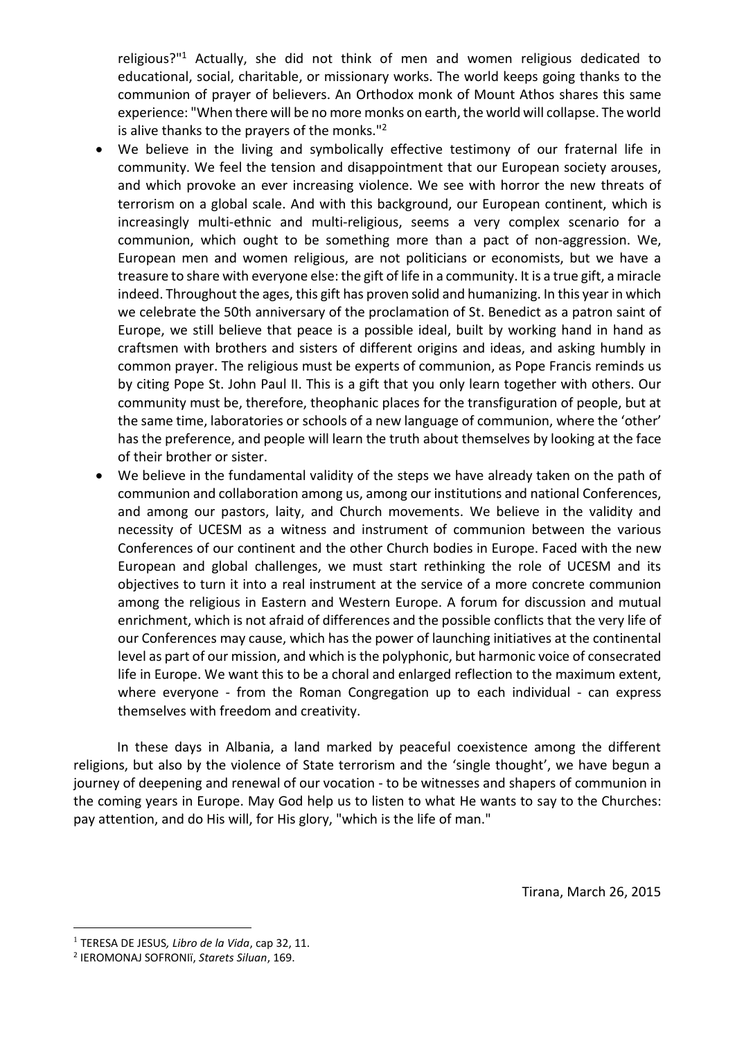religious?"[1] Actually, she did not think of men and women religious dedicated to educational, social, charitable, or missionary works. The world keeps going thanks to the communion of prayer of believers. An Orthodox monk of Mount Athos shares this same experience: "When there will be no more monks on earth, the world will collapse. The world is alive thanks to the prayers of the monks."[2]

- We believe in the living and symbolically effective testimony of our fraternal life in community. We feel the tension and disappointment that our European society arouses, and which provoke an ever increasing violence. We see with horror the new threats of terrorism on a global scale. And with this background, our European continent, which is increasingly multi-ethnic and multi-religious, seems a very complex scenario for a communion, which ought to be something more than a pact of non-aggression. We, European men and women religious, are not politicians or economists, but we have a treasure to share with everyone else: the gift of life in a community. It is a true gift, a miracle indeed. Throughout the ages, this gift has proven solid and humanizing. In this year in which we celebrate the 50th anniversary of the proclamation of St. Benedict as a patron saint of Europe, we still believe that peace is a possible ideal, built by working hand in hand as craftsmen with brothers and sisters of different origins and ideas, and asking humbly in common prayer. The religious must be experts of communion, as Pope Francis reminds us by citing Pope St. John Paul II. This is a gift that you only learn together with others. Our community must be, therefore, theophanic places for the transfiguration of people, but at the same time, laboratories or schools of a new language of communion, where the 'other' has the preference, and people will learn the truth about themselves by looking at the face of their brother or sister.
- We believe in the fundamental validity of the steps we have already taken on the path of communion and collaboration among us, among our institutions and national Conferences, and among our pastors, laity, and Church movements. We believe in the validity and necessity of UCESM as a witness and instrument of communion between the various Conferences of our continent and the other Church bodies in Europe. Faced with the new European and global challenges, we must start rethinking the role of UCESM and its objectives to turn it into a real instrument at the service of a more concrete communion among the religious in Eastern and Western Europe. A forum for discussion and mutual enrichment, which is not afraid of differences and the possible conflicts that the very life of our Conferences may cause, which has the power of launching initiatives at the continental level as part of our mission, and which is the polyphonic, but harmonic voice of consecrated life in Europe. We want this to be a choral and enlarged reflection to the maximum extent, where everyone - from the Roman Congregation up to each individual - can express themselves with freedom and creativity.

In these days in Albania, a land marked by peaceful coexistence among the different religions, but also by the violence of State terrorism and the 'single thought', we have begun a journey of deepening and renewal of our vocation - to be witnesses and shapers of communion in the coming years in Europe. May God help us to listen to what He wants to say to the Churches: pay attention, and do His will, for His glory, "which is the life of man."

Tirana, March 26, 2015

---

[1] TERESA DE JESUS, *Libro de la Vida*, cap 32, 11.

[2] IEROMONAJ SOFRONIï, *Starets Siluan*, 169.